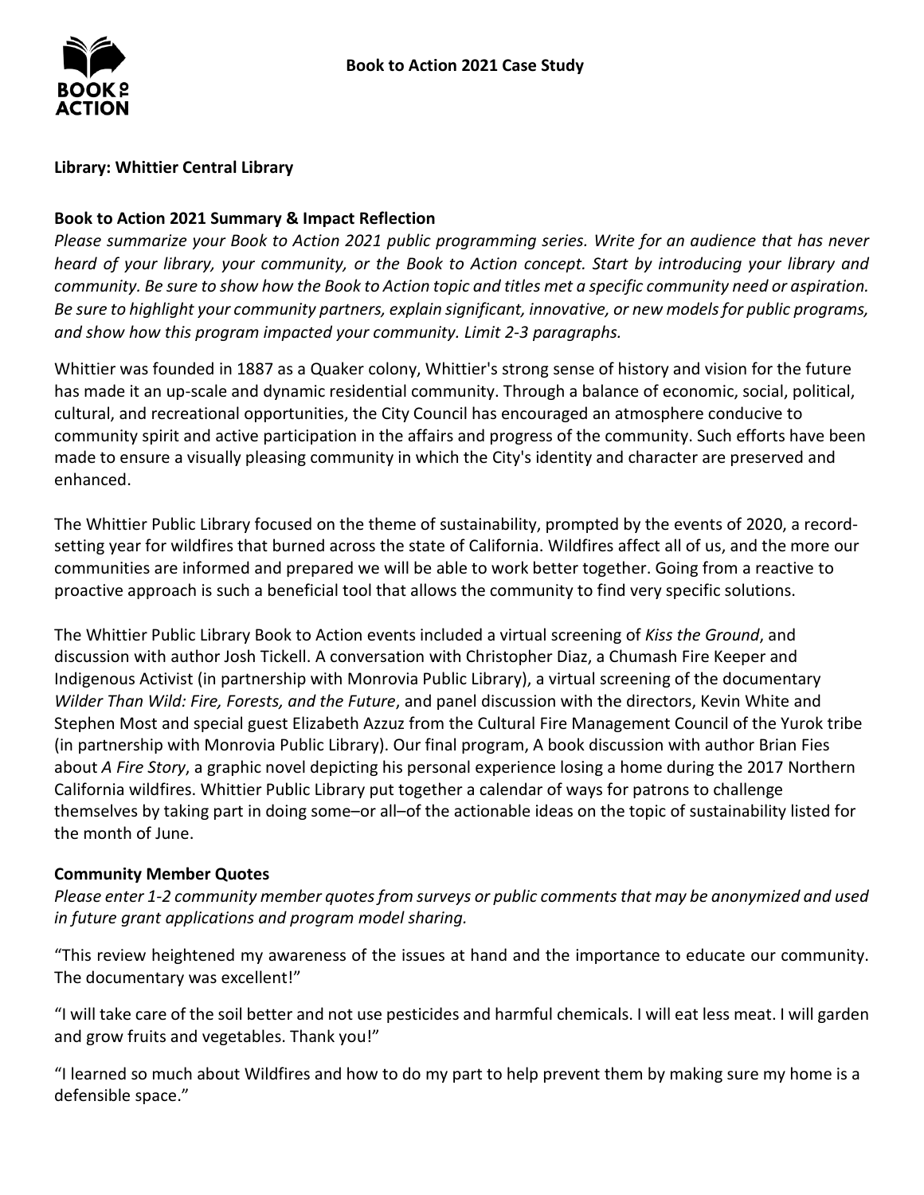# Book to Action 2021 Case Study

**Library: Whittier Central Library**

## Book to Action 2021 Summary & Impact Reflection

*Please summarize your Book to Action 2021 public programming series. Write for an audience that has never heard of your library, your community, or the Book to Action concept. Start by introducing your library and community. Be sure to show how the Book to Action topic and titles met a specific community need or aspiration. Be sure to highlight your community partners, explain significant, innovative, or new models for public programs, and show how this program impacted your community. Limit 2-3 paragraphs.*

Whittier was founded in 1887 as a Quaker colony, Whittier's strong sense of history and vision for the future has made it an up-scale and dynamic residential community. Through a balance of economic, social, political, cultural, and recreational opportunities, the City Council has encouraged an atmosphere conducive to community spirit and active participation in the affairs and progress of the community. Such efforts have been made to ensure a visually pleasing community in which the City's identity and character are preserved and enhanced.

The Whittier Public Library focused on the theme of sustainability, prompted by the events of 2020, a record-setting year for wildfires that burned across the state of California. Wildfires affect all of us, and the more our communities are informed and prepared we will be able to work better together. Going from a reactive to proactive approach is such a beneficial tool that allows the community to find very specific solutions.

The Whittier Public Library Book to Action events included a virtual screening of *Kiss the Ground*, and discussion with author Josh Tickell. A conversation with Christopher Diaz, a Chumash Fire Keeper and Indigenous Activist (in partnership with Monrovia Public Library), a virtual screening of the documentary *Wilder Than Wild: Fire, Forests, and the Future*, and panel discussion with the directors, Kevin White and Stephen Most and special guest Elizabeth Azzuz from the Cultural Fire Management Council of the Yurok tribe (in partnership with Monrovia Public Library). Our final program, A book discussion with author Brian Fies about *A Fire Story*, a graphic novel depicting his personal experience losing a home during the 2017 Northern California wildfires. Whittier Public Library put together a calendar of ways for patrons to challenge themselves by taking part in doing some–or all–of the actionable ideas on the topic of sustainability listed for the month of June.

## Community Member Quotes

*Please enter 1-2 community member quotes from surveys or public comments that may be anonymized and used in future grant applications and program model sharing.*

"This review heightened my awareness of the issues at hand and the importance to educate our community. The documentary was excellent!"

"I will take care of the soil better and not use pesticides and harmful chemicals. I will eat less meat. I will garden and grow fruits and vegetables. Thank you!"

"I learned so much about Wildfires and how to do my part to help prevent them by making sure my home is a defensible space."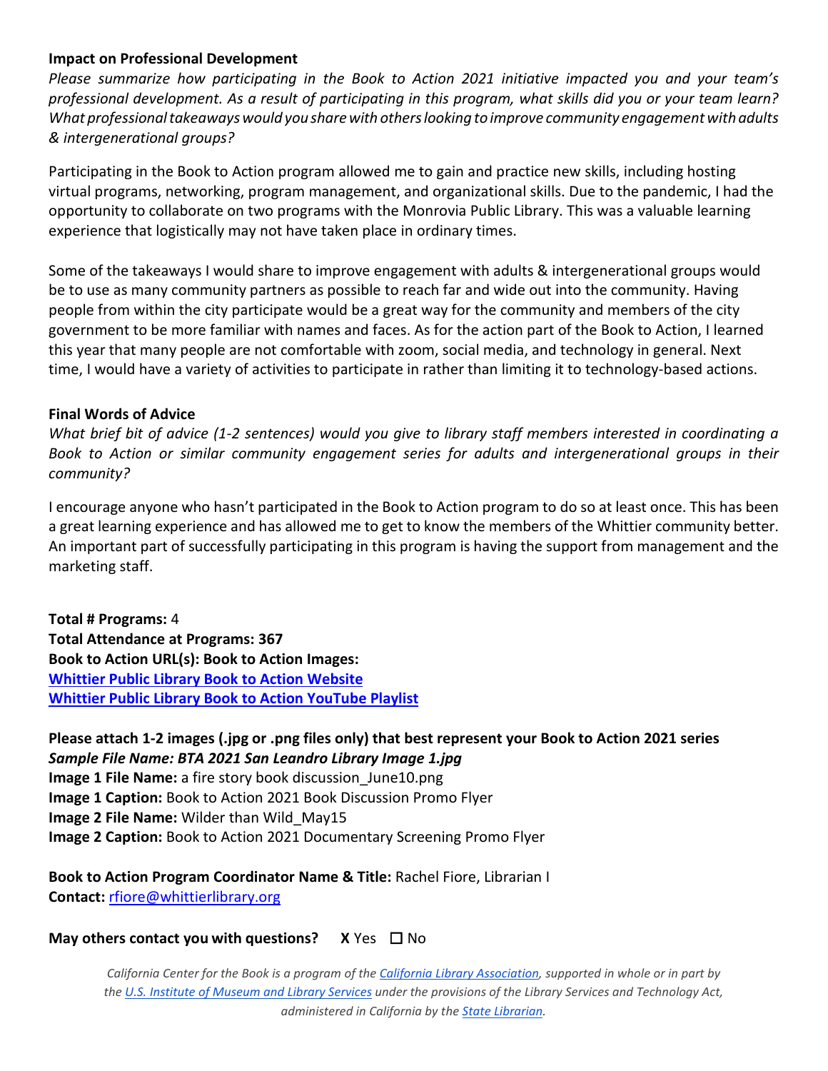**Impact on Professional Development**

*Please summarize how participating in the Book to Action 2021 initiative impacted you and your team's professional development. As a result of participating in this program, what skills did you or your team learn? What professional takeaways would you share with others looking to improve community engagement with adults & intergenerational groups?*

Participating in the Book to Action program allowed me to gain and practice new skills, including hosting virtual programs, networking, program management, and organizational skills. Due to the pandemic, I had the opportunity to collaborate on two programs with the Monrovia Public Library. This was a valuable learning experience that logistically may not have taken place in ordinary times.

Some of the takeaways I would share to improve engagement with adults & intergenerational groups would be to use as many community partners as possible to reach far and wide out into the community. Having people from within the city participate would be a great way for the community and members of the city government to be more familiar with names and faces. As for the action part of the Book to Action, I learned this year that many people are not comfortable with zoom, social media, and technology in general. Next time, I would have a variety of activities to participate in rather than limiting it to technology-based actions.

**Final Words of Advice**

*What brief bit of advice (1-2 sentences) would you give to library staff members interested in coordinating a Book to Action or similar community engagement series for adults and intergenerational groups in their community?*

I encourage anyone who hasn't participated in the Book to Action program to do so at least once. This has been a great learning experience and has allowed me to get to know the members of the Whittier community better. An important part of successfully participating in this program is having the support from management and the marketing staff.

**Total # Programs:** 4
**Total Attendance at Programs: 367**
**Book to Action URL(s): Book to Action Images:**
**Whittier Public Library Book to Action Website**
**Whittier Public Library Book to Action YouTube Playlist**

**Please attach 1-2 images (.jpg or .png files only) that best represent your Book to Action 2021 series**
***Sample File Name: BTA 2021 San Leandro Library Image 1.jpg***
**Image 1 File Name:** a fire story book discussion_June10.png
**Image 1 Caption:** Book to Action 2021 Book Discussion Promo Flyer
**Image 2 File Name:** Wilder than Wild_May15
**Image 2 Caption:** Book to Action 2021 Documentary Screening Promo Flyer

**Book to Action Program Coordinator Name & Title:** Rachel Fiore, Librarian I
**Contact:** rfiore@whittierlibrary.org

**May others contact you with questions?** **X** Yes ☐ No

*California Center for the Book is a program of the California Library Association, supported in whole or in part by the U.S. Institute of Museum and Library Services under the provisions of the Library Services and Technology Act, administered in California by the State Librarian.*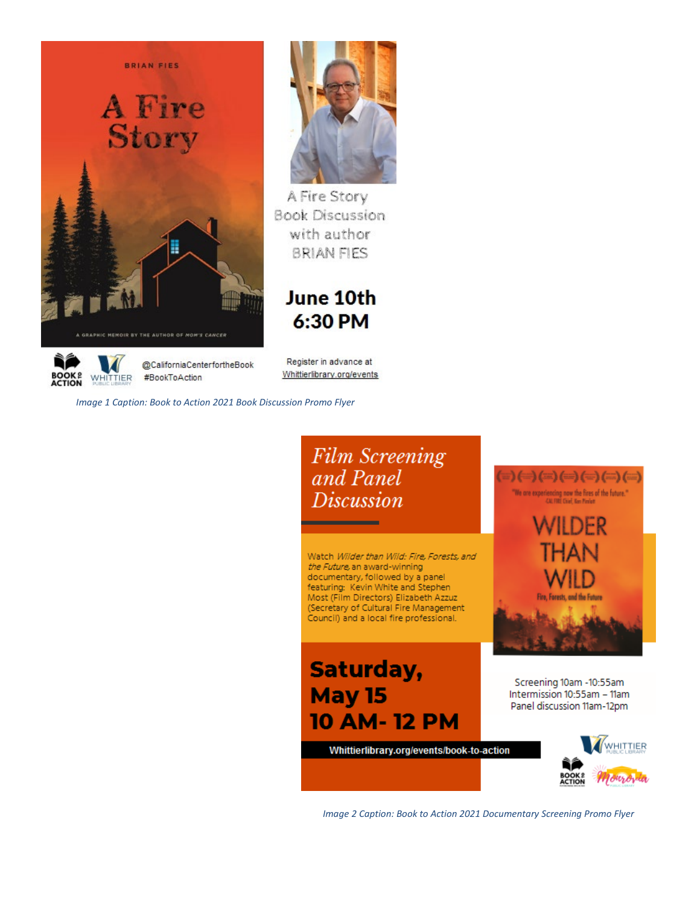BRIAN FIES

A Fire Story

A GRAPHIC MEMOIR BY THE AUTHOR OF MOM'S CANCER

A Fire Story Book Discussion with author BRIAN FIES

**June 10th 6:30 PM**

BOOK TO ACTION WHITTIER PUBLIC LIBRARY

@CaliforniaCenterfortheBook #BookToAction

Register in advance at Whittierlibrary.org/events

*Image 1 Caption: Book to Action 2021 Book Discussion Promo Flyer*

*Film Screening and Panel Discussion*

Watch *Wilder than Wild: Fire, Forests, and the Future*, an award-winning documentary, followed by a panel featuring: Kevin White and Stephen Most (Film Directors) Elizabeth Azzuz (Secretary of Cultural Fire Management Council) and a local fire professional.

"We are experiencing now the fires of the future." - CAL FIRE Chief, Ken Pimlott

WILDER THAN WILD

Fire, Forests, and the Future

**Saturday, May 15 10 AM- 12 PM**

Screening 10am -10:55am
Intermission 10:55am – 11am
Panel discussion 11am-12pm

Whittierlibrary.org/events/book-to-action

WHITTIER PUBLIC LIBRARY BOOK TO ACTION Monrovia PUBLIC LIBRARY

*Image 2 Caption: Book to Action 2021 Documentary Screening Promo Flyer*